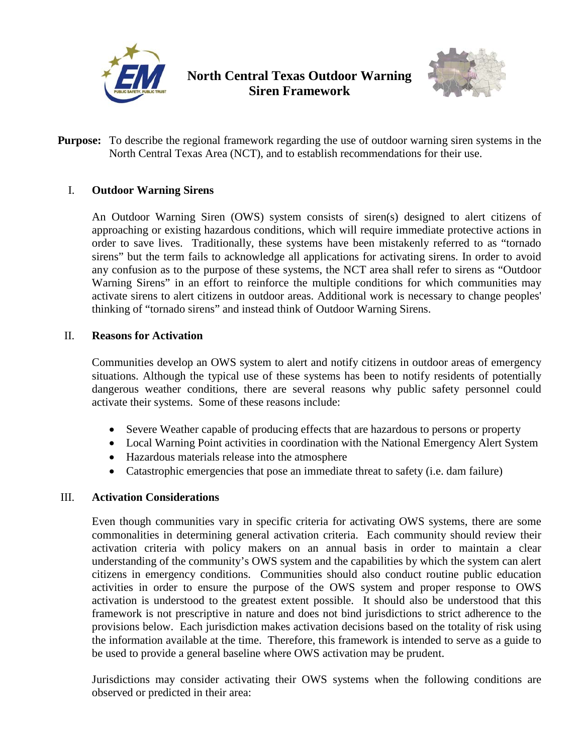# North Central Texas Outdoor Warning Siren Framework

**Purpose:** To describe the regional framework regarding the use of outdoor warning siren systems in the North Central Texas Area (NCT), and to establish recommendations for their use.

## I. Outdoor Warning Sirens

An Outdoor Warning Siren (OWS) system consists of siren(s) designed to alert citizens of approaching or existing hazardous conditions, which will require immediate protective actions in order to save lives. Traditionally, these systems have been mistakenly referred to as "tornado sirens" but the term fails to acknowledge all applications for activating sirens. In order to avoid any confusion as to the purpose of these systems, the NCT area shall refer to sirens as "Outdoor Warning Sirens" in an effort to reinforce the multiple conditions for which communities may activate sirens to alert citizens in outdoor areas. Additional work is necessary to change peoples' thinking of "tornado sirens" and instead think of Outdoor Warning Sirens.

## II. Reasons for Activation

Communities develop an OWS system to alert and notify citizens in outdoor areas of emergency situations. Although the typical use of these systems has been to notify residents of potentially dangerous weather conditions, there are several reasons why public safety personnel could activate their systems. Some of these reasons include:

- Severe Weather capable of producing effects that are hazardous to persons or property
- Local Warning Point activities in coordination with the National Emergency Alert System
- Hazardous materials release into the atmosphere
- Catastrophic emergencies that pose an immediate threat to safety (i.e. dam failure)

## III. Activation Considerations

Even though communities vary in specific criteria for activating OWS systems, there are some commonalities in determining general activation criteria. Each community should review their activation criteria with policy makers on an annual basis in order to maintain a clear understanding of the community's OWS system and the capabilities by which the system can alert citizens in emergency conditions. Communities should also conduct routine public education activities in order to ensure the purpose of the OWS system and proper response to OWS activation is understood to the greatest extent possible. It should also be understood that this framework is not prescriptive in nature and does not bind jurisdictions to strict adherence to the provisions below. Each jurisdiction makes activation decisions based on the totality of risk using the information available at the time. Therefore, this framework is intended to serve as a guide to be used to provide a general baseline where OWS activation may be prudent.

Jurisdictions may consider activating their OWS systems when the following conditions are observed or predicted in their area: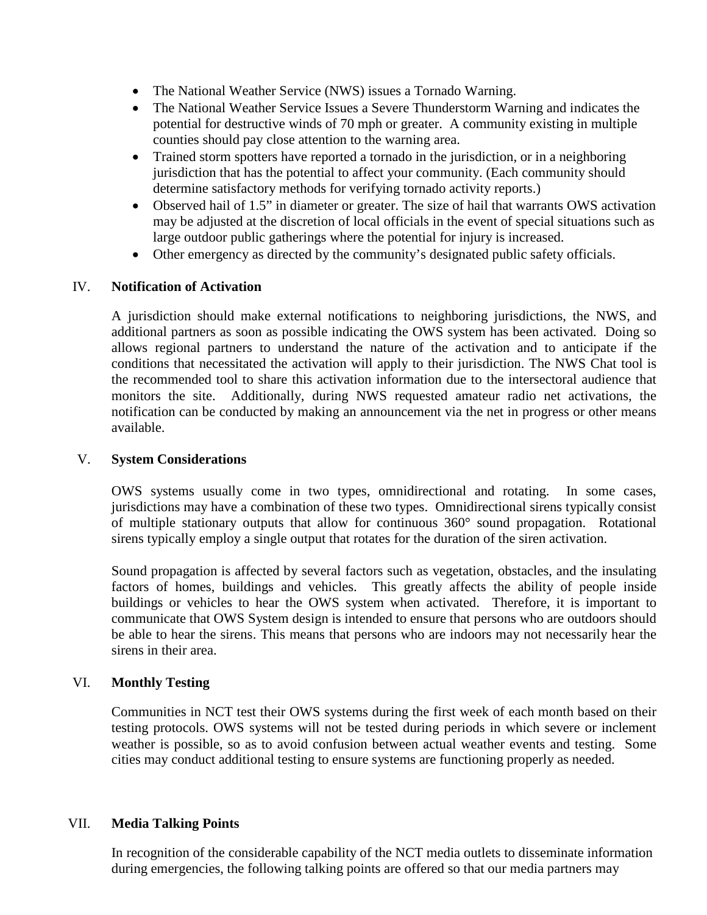- The National Weather Service (NWS) issues a Tornado Warning.
- The National Weather Service Issues a Severe Thunderstorm Warning and indicates the potential for destructive winds of 70 mph or greater. A community existing in multiple counties should pay close attention to the warning area.
- Trained storm spotters have reported a tornado in the jurisdiction, or in a neighboring jurisdiction that has the potential to affect your community. (Each community should determine satisfactory methods for verifying tornado activity reports.)
- Observed hail of 1.5" in diameter or greater. The size of hail that warrants OWS activation may be adjusted at the discretion of local officials in the event of special situations such as large outdoor public gatherings where the potential for injury is increased.
- Other emergency as directed by the community's designated public safety officials.

## IV. Notification of Activation

A jurisdiction should make external notifications to neighboring jurisdictions, the NWS, and additional partners as soon as possible indicating the OWS system has been activated. Doing so allows regional partners to understand the nature of the activation and to anticipate if the conditions that necessitated the activation will apply to their jurisdiction. The NWS Chat tool is the recommended tool to share this activation information due to the intersectoral audience that monitors the site. Additionally, during NWS requested amateur radio net activations, the notification can be conducted by making an announcement via the net in progress or other means available.

## V. System Considerations

OWS systems usually come in two types, omnidirectional and rotating. In some cases, jurisdictions may have a combination of these two types. Omnidirectional sirens typically consist of multiple stationary outputs that allow for continuous 360° sound propagation. Rotational sirens typically employ a single output that rotates for the duration of the siren activation.

Sound propagation is affected by several factors such as vegetation, obstacles, and the insulating factors of homes, buildings and vehicles. This greatly affects the ability of people inside buildings or vehicles to hear the OWS system when activated. Therefore, it is important to communicate that OWS System design is intended to ensure that persons who are outdoors should be able to hear the sirens. This means that persons who are indoors may not necessarily hear the sirens in their area.

## VI. Monthly Testing

Communities in NCT test their OWS systems during the first week of each month based on their testing protocols. OWS systems will not be tested during periods in which severe or inclement weather is possible, so as to avoid confusion between actual weather events and testing. Some cities may conduct additional testing to ensure systems are functioning properly as needed.

## VII. Media Talking Points

In recognition of the considerable capability of the NCT media outlets to disseminate information during emergencies, the following talking points are offered so that our media partners may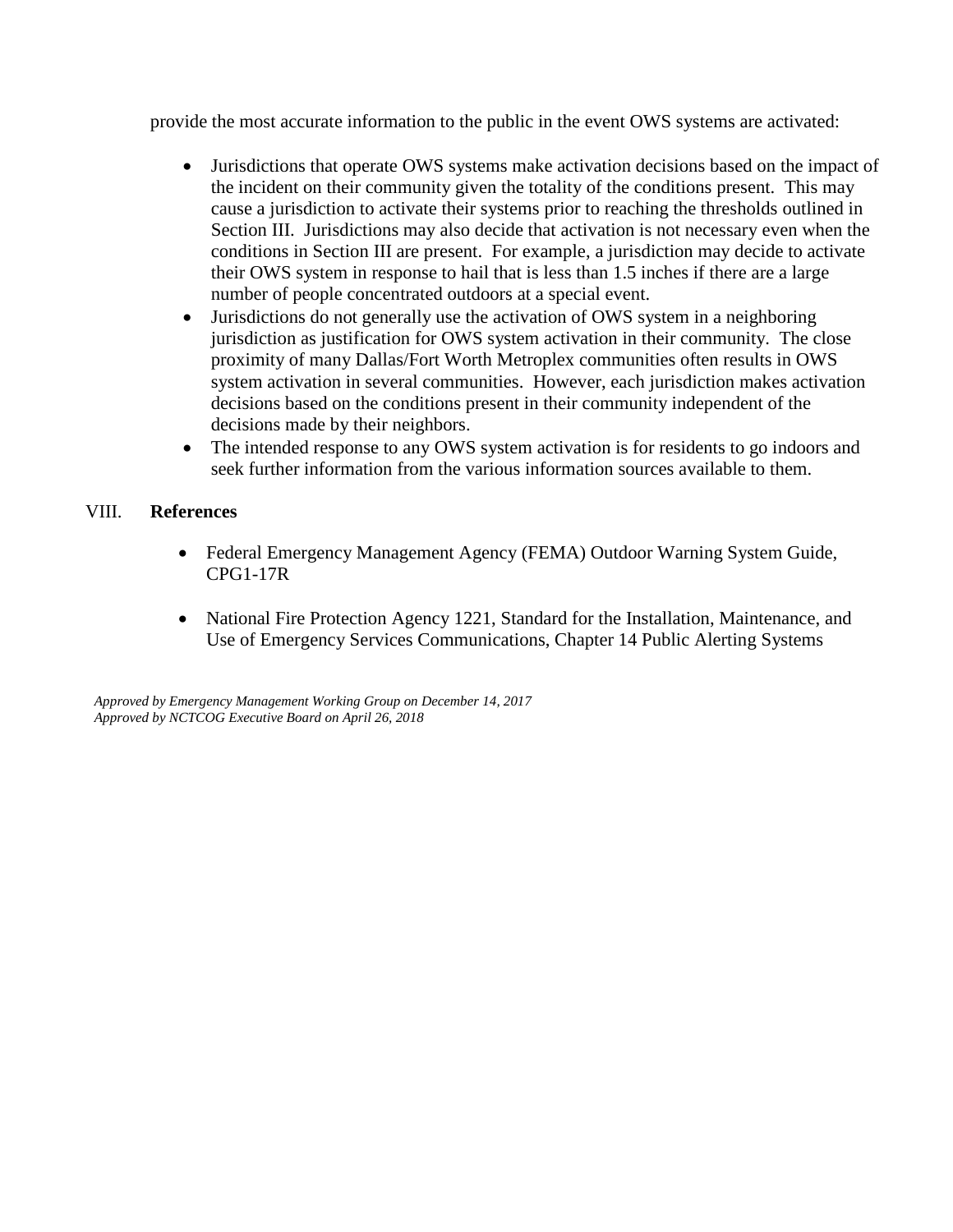provide the most accurate information to the public in the event OWS systems are activated:

- Jurisdictions that operate OWS systems make activation decisions based on the impact of the incident on their community given the totality of the conditions present. This may cause a jurisdiction to activate their systems prior to reaching the thresholds outlined in Section III. Jurisdictions may also decide that activation is not necessary even when the conditions in Section III are present. For example, a jurisdiction may decide to activate their OWS system in response to hail that is less than 1.5 inches if there are a large number of people concentrated outdoors at a special event.
- Jurisdictions do not generally use the activation of OWS system in a neighboring jurisdiction as justification for OWS system activation in their community. The close proximity of many Dallas/Fort Worth Metroplex communities often results in OWS system activation in several communities. However, each jurisdiction makes activation decisions based on the conditions present in their community independent of the decisions made by their neighbors.
- The intended response to any OWS system activation is for residents to go indoors and seek further information from the various information sources available to them.

## VIII. **References**

- Federal Emergency Management Agency (FEMA) Outdoor Warning System Guide, CPG1-17R
- National Fire Protection Agency 1221, Standard for the Installation, Maintenance, and Use of Emergency Services Communications, Chapter 14 Public Alerting Systems

*Approved by Emergency Management Working Group on December 14, 2017*
*Approved by NCTCOG Executive Board on April 26, 2018*